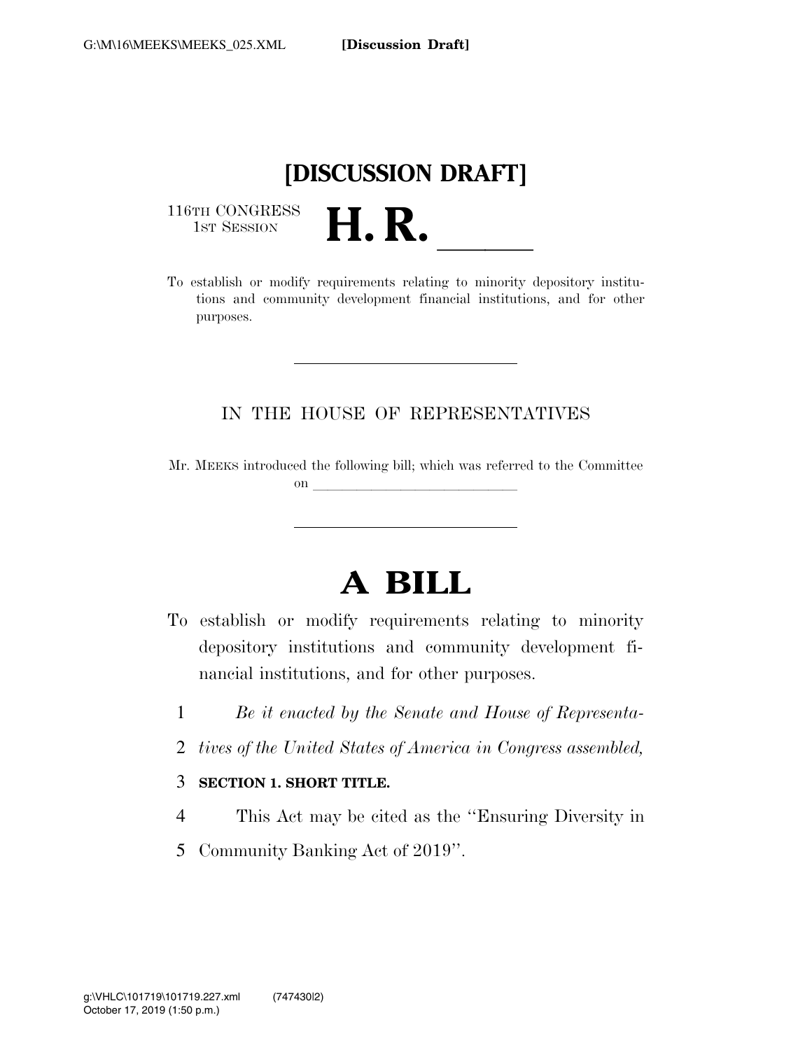**[DISCUSSION DRAFT]**

116TH CONGRESS
1ST SESSION

# H. R. \_\_\_\_\_\_

To establish or modify requirements relating to minority depository institutions and community development financial institutions, and for other purposes.

---

IN THE HOUSE OF REPRESENTATIVES

Mr. MEEKS introduced the following bill; which was referred to the Committee on \_\_\_\_\_\_\_\_\_\_\_\_\_\_\_\_\_\_\_\_\_\_\_\_\_\_\_\_\_\_

---

# A BILL

To establish or modify requirements relating to minority depository institutions and community development financial institutions, and for other purposes.

1 *Be it enacted by the Senate and House of Representa-*
2 *tives of the United States of America in Congress assembled,*

3 **SECTION 1. SHORT TITLE.**

4 This Act may be cited as the "Ensuring Diversity in
5 Community Banking Act of 2019".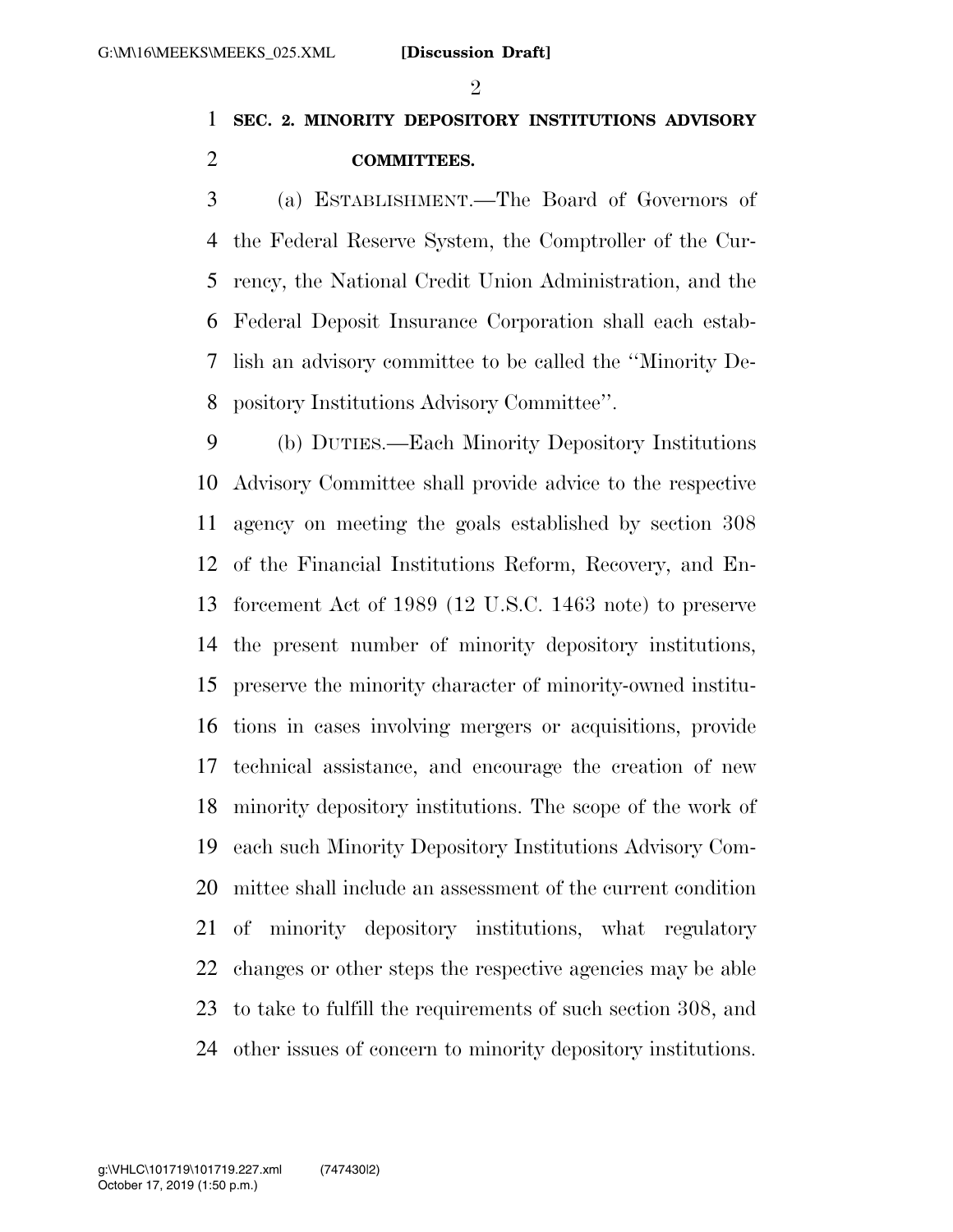**SEC. 2. MINORITY DEPOSITORY INSTITUTIONS ADVISORY COMMITTEES.**

(a) ESTABLISHMENT.—The Board of Governors of the Federal Reserve System, the Comptroller of the Currency, the National Credit Union Administration, and the Federal Deposit Insurance Corporation shall each establish an advisory committee to be called the "Minority Depository Institutions Advisory Committee".

(b) DUTIES.—Each Minority Depository Institutions Advisory Committee shall provide advice to the respective agency on meeting the goals established by section 308 of the Financial Institutions Reform, Recovery, and Enforcement Act of 1989 (12 U.S.C. 1463 note) to preserve the present number of minority depository institutions, preserve the minority character of minority-owned institutions in cases involving mergers or acquisitions, provide technical assistance, and encourage the creation of new minority depository institutions. The scope of the work of each such Minority Depository Institutions Advisory Committee shall include an assessment of the current condition of minority depository institutions, what regulatory changes or other steps the respective agencies may be able to take to fulfill the requirements of such section 308, and other issues of concern to minority depository institutions.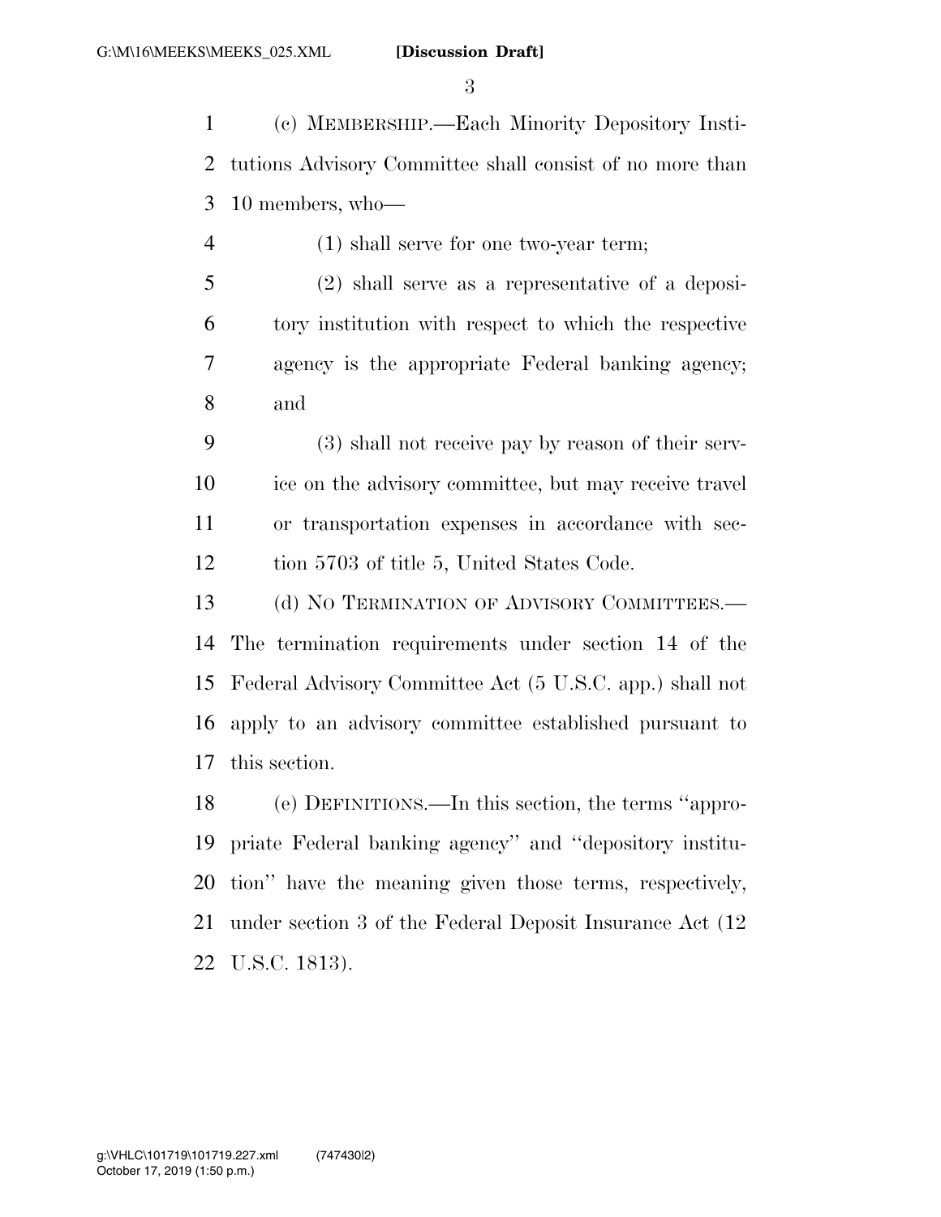(c) MEMBERSHIP.—Each Minority Depository Institutions Advisory Committee shall consist of no more than 10 members, who—

(1) shall serve for one two-year term;

(2) shall serve as a representative of a depository institution with respect to which the respective agency is the appropriate Federal banking agency; and

(3) shall not receive pay by reason of their service on the advisory committee, but may receive travel or transportation expenses in accordance with section 5703 of title 5, United States Code.

(d) NO TERMINATION OF ADVISORY COMMITTEES.—The termination requirements under section 14 of the Federal Advisory Committee Act (5 U.S.C. app.) shall not apply to an advisory committee established pursuant to this section.

(e) DEFINITIONS.—In this section, the terms ''appropriate Federal banking agency'' and ''depository institution'' have the meaning given those terms, respectively, under section 3 of the Federal Deposit Insurance Act (12 U.S.C. 1813).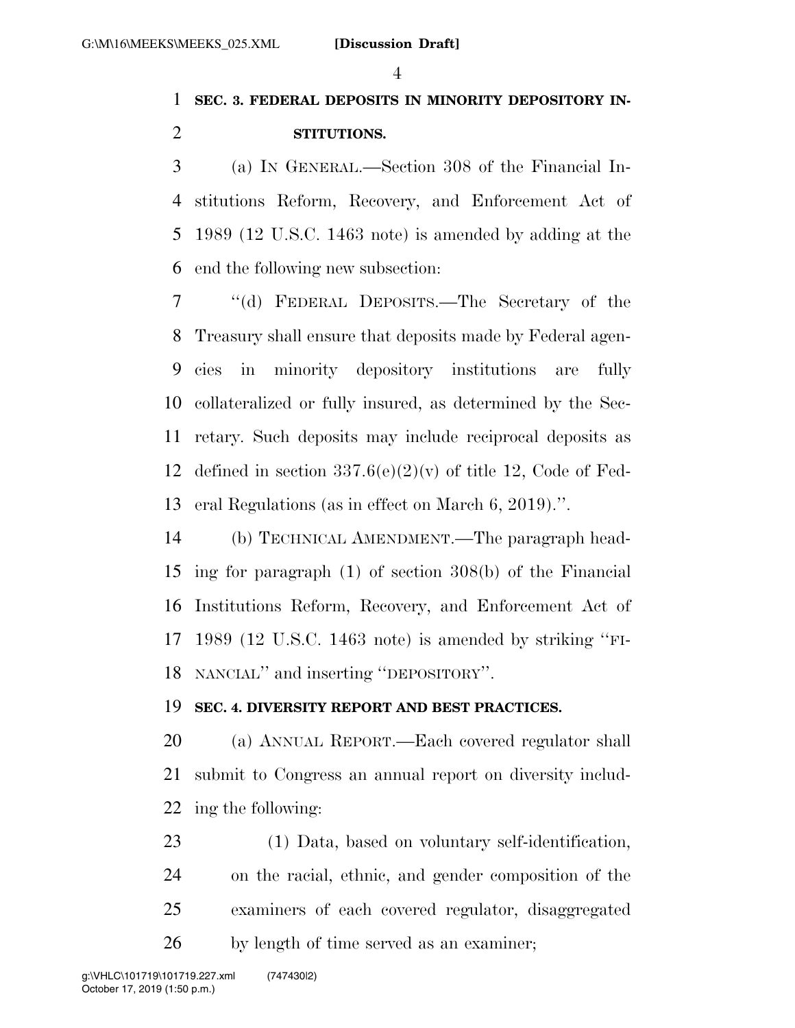**SEC. 3. FEDERAL DEPOSITS IN MINORITY DEPOSITORY INSTITUTIONS.**

(a) IN GENERAL.—Section 308 of the Financial Institutions Reform, Recovery, and Enforcement Act of 1989 (12 U.S.C. 1463 note) is amended by adding at the end the following new subsection:

"(d) FEDERAL DEPOSITS.—The Secretary of the Treasury shall ensure that deposits made by Federal agencies in minority depository institutions are fully collateralized or fully insured, as determined by the Secretary. Such deposits may include reciprocal deposits as defined in section 337.6(e)(2)(v) of title 12, Code of Federal Regulations (as in effect on March 6, 2019).".

(b) TECHNICAL AMENDMENT.—The paragraph heading for paragraph (1) of section 308(b) of the Financial Institutions Reform, Recovery, and Enforcement Act of 1989 (12 U.S.C. 1463 note) is amended by striking "FINANCIAL" and inserting "DEPOSITORY".

**SEC. 4. DIVERSITY REPORT AND BEST PRACTICES.**

(a) ANNUAL REPORT.—Each covered regulator shall submit to Congress an annual report on diversity including the following:

(1) Data, based on voluntary self-identification, on the racial, ethnic, and gender composition of the examiners of each covered regulator, disaggregated by length of time served as an examiner;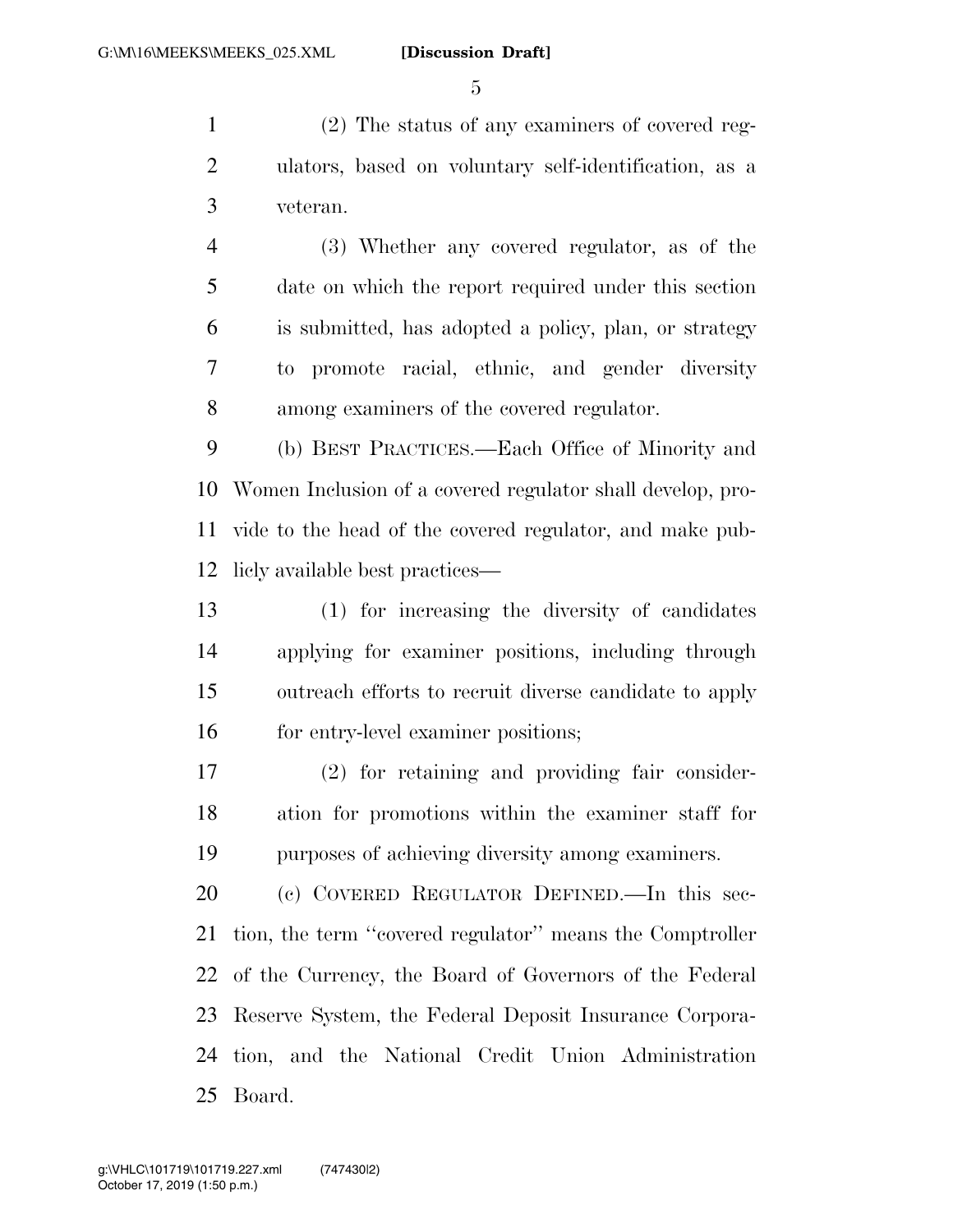(2) The status of any examiners of covered regulators, based on voluntary self-identification, as a veteran.

(3) Whether any covered regulator, as of the date on which the report required under this section is submitted, has adopted a policy, plan, or strategy to promote racial, ethnic, and gender diversity among examiners of the covered regulator.

(b) BEST PRACTICES.—Each Office of Minority and Women Inclusion of a covered regulator shall develop, provide to the head of the covered regulator, and make publicly available best practices—

(1) for increasing the diversity of candidates applying for examiner positions, including through outreach efforts to recruit diverse candidate to apply for entry-level examiner positions;

(2) for retaining and providing fair consideration for promotions within the examiner staff for purposes of achieving diversity among examiners.

(c) COVERED REGULATOR DEFINED.—In this section, the term ''covered regulator'' means the Comptroller of the Currency, the Board of Governors of the Federal Reserve System, the Federal Deposit Insurance Corporation, and the National Credit Union Administration Board.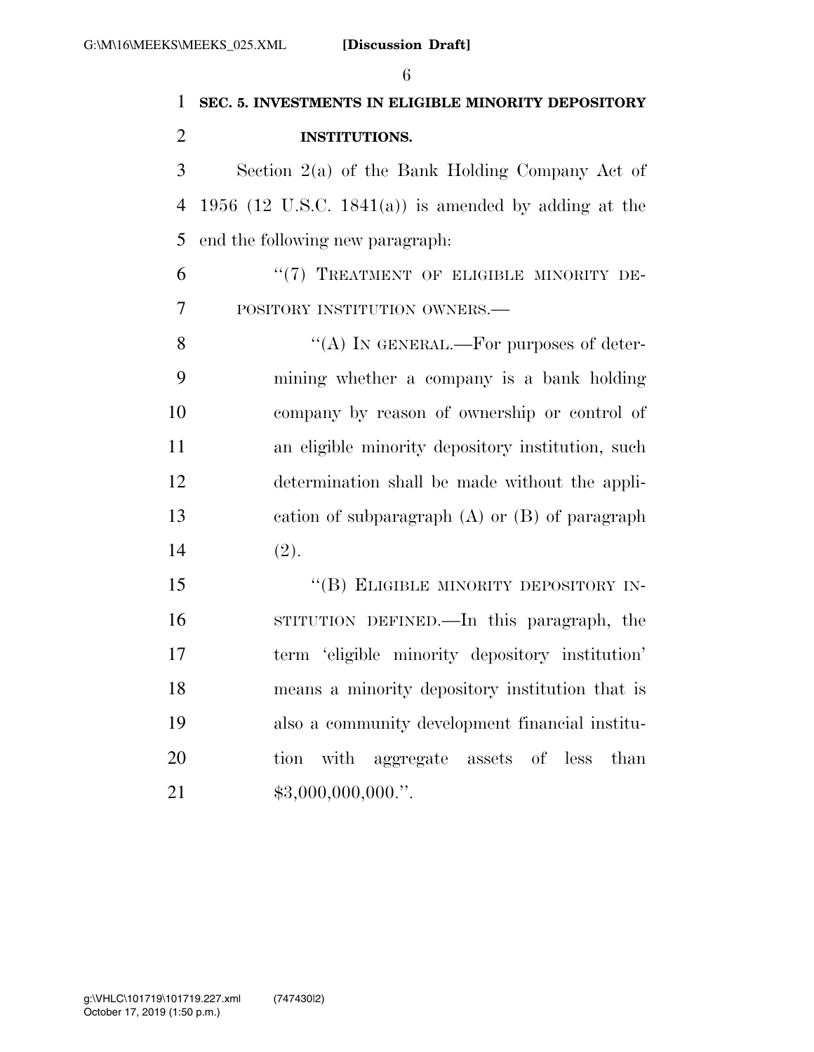**SEC. 5. INVESTMENTS IN ELIGIBLE MINORITY DEPOSITORY INSTITUTIONS.**

Section 2(a) of the Bank Holding Company Act of 1956 (12 U.S.C. 1841(a)) is amended by adding at the end the following new paragraph:

"(7) TREATMENT OF ELIGIBLE MINORITY DEPOSITORY INSTITUTION OWNERS.—

"(A) IN GENERAL.—For purposes of determining whether a company is a bank holding company by reason of ownership or control of an eligible minority depository institution, such determination shall be made without the application of subparagraph (A) or (B) of paragraph (2).

"(B) ELIGIBLE MINORITY DEPOSITORY INSTITUTION DEFINED.—In this paragraph, the term 'eligible minority depository institution' means a minority depository institution that is also a community development financial institution with aggregate assets of less than $3,000,000,000.".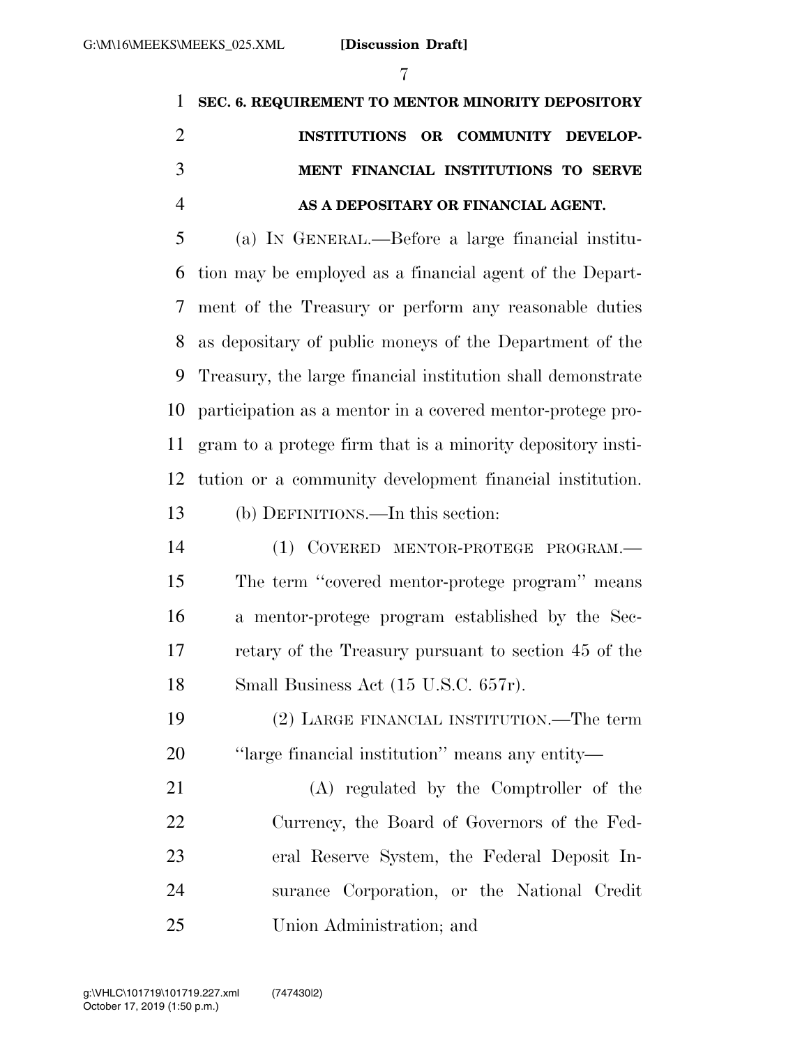**SEC. 6. REQUIREMENT TO MENTOR MINORITY DEPOSITORY INSTITUTIONS OR COMMUNITY DEVELOPMENT FINANCIAL INSTITUTIONS TO SERVE AS A DEPOSITARY OR FINANCIAL AGENT.**

(a) IN GENERAL.—Before a large financial institution may be employed as a financial agent of the Department of the Treasury or perform any reasonable duties as depositary of public moneys of the Department of the Treasury, the large financial institution shall demonstrate participation as a mentor in a covered mentor-protege program to a protege firm that is a minority depository institution or a community development financial institution.

(b) DEFINITIONS.—In this section:

(1) COVERED MENTOR-PROTEGE PROGRAM.—The term "covered mentor-protege program" means a mentor-protege program established by the Secretary of the Treasury pursuant to section 45 of the Small Business Act (15 U.S.C. 657r).

(2) LARGE FINANCIAL INSTITUTION.—The term "large financial institution" means any entity—

(A) regulated by the Comptroller of the Currency, the Board of Governors of the Federal Reserve System, the Federal Deposit Insurance Corporation, or the National Credit Union Administration; and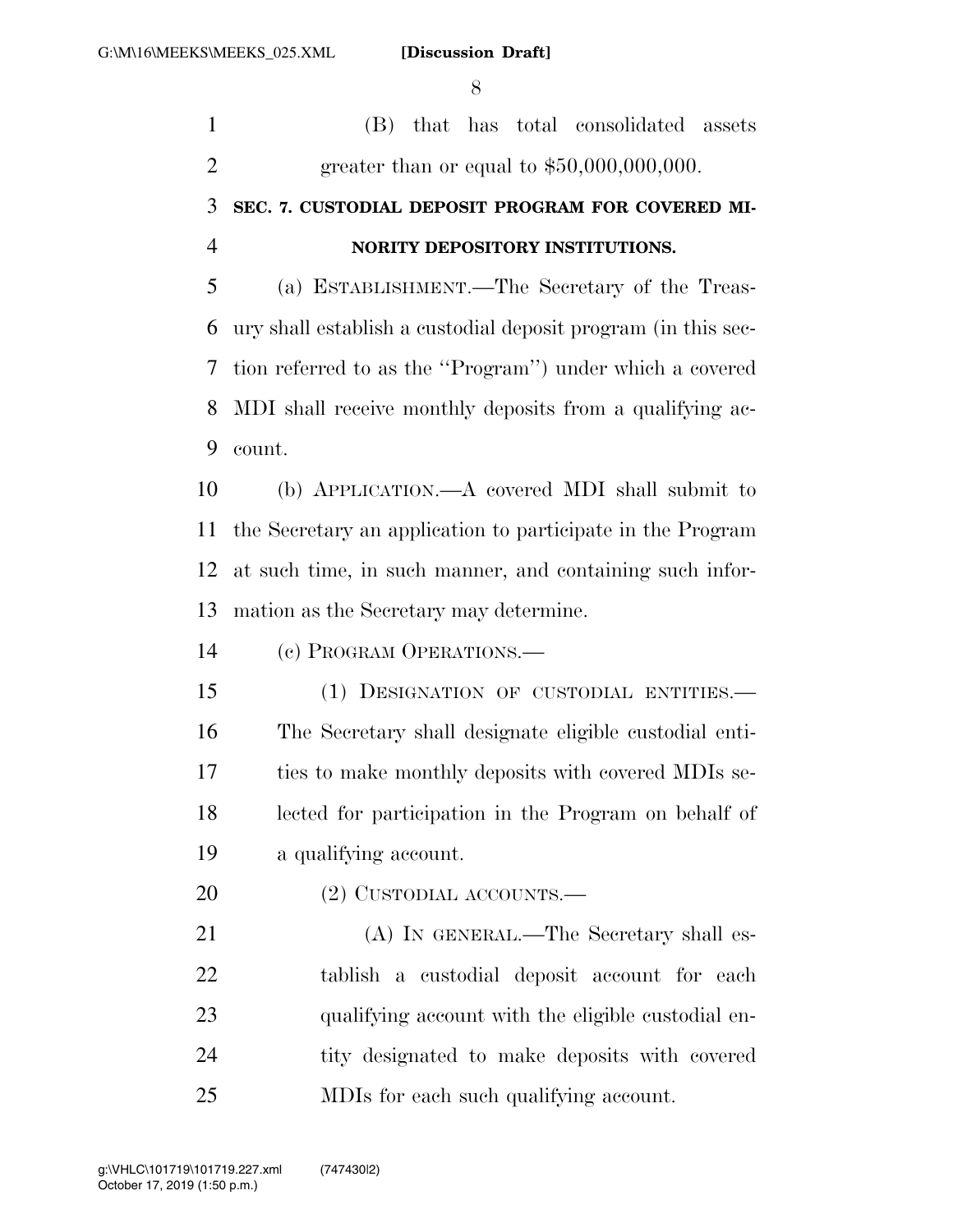(B) that has total consolidated assets greater than or equal to $50,000,000,000.

**SEC. 7. CUSTODIAL DEPOSIT PROGRAM FOR COVERED MINORITY DEPOSITORY INSTITUTIONS.**

(a) ESTABLISHMENT.—The Secretary of the Treasury shall establish a custodial deposit program (in this section referred to as the ''Program'') under which a covered MDI shall receive monthly deposits from a qualifying account.

(b) APPLICATION.—A covered MDI shall submit to the Secretary an application to participate in the Program at such time, in such manner, and containing such information as the Secretary may determine.

(c) PROGRAM OPERATIONS.—

(1) DESIGNATION OF CUSTODIAL ENTITIES.—The Secretary shall designate eligible custodial entities to make monthly deposits with covered MDIs selected for participation in the Program on behalf of a qualifying account.

(2) CUSTODIAL ACCOUNTS.—

(A) IN GENERAL.—The Secretary shall establish a custodial deposit account for each qualifying account with the eligible custodial entity designated to make deposits with covered MDIs for each such qualifying account.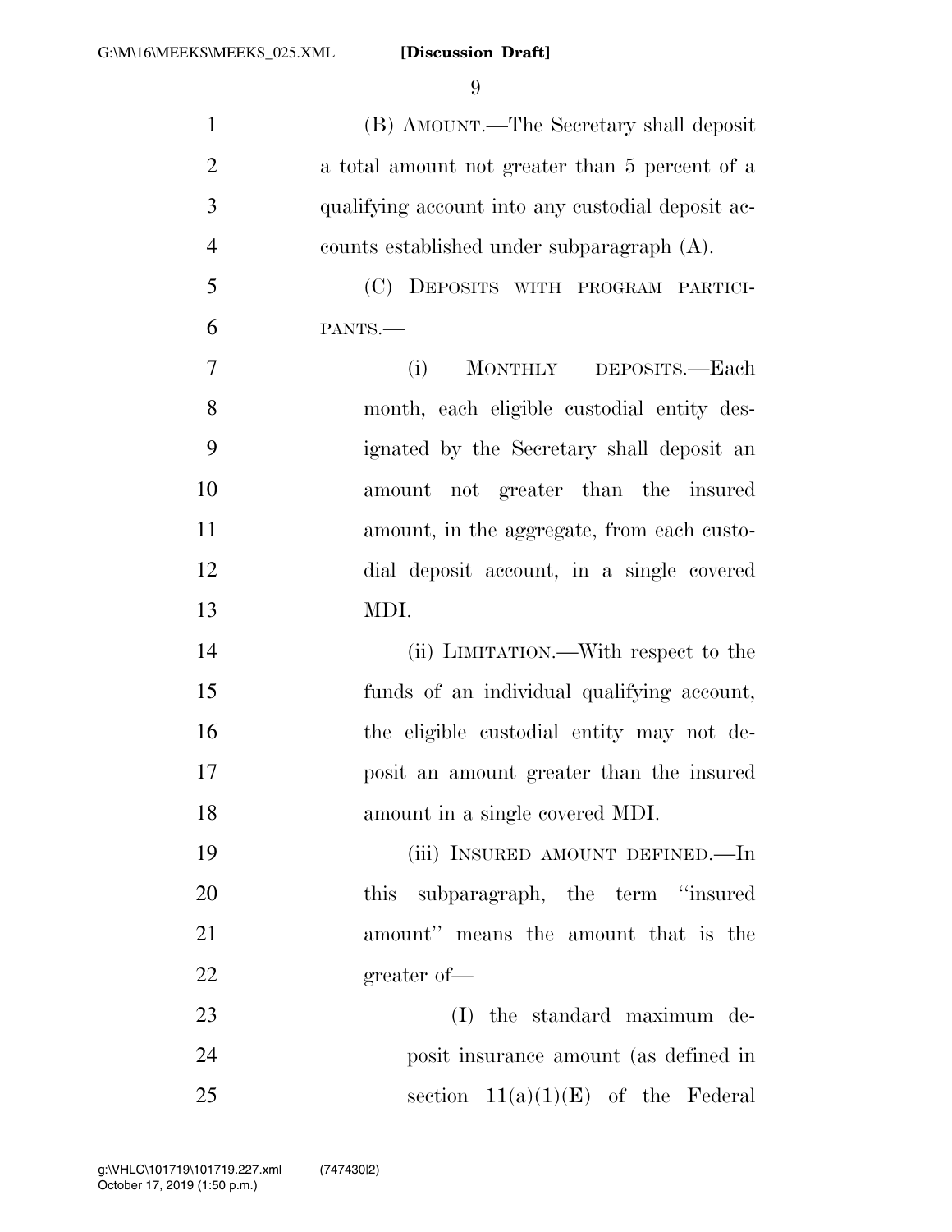(B) AMOUNT.—The Secretary shall deposit a total amount not greater than 5 percent of a qualifying account into any custodial deposit accounts established under subparagraph (A).

(C) DEPOSITS WITH PROGRAM PARTICIPANTS.—

(i) MONTHLY DEPOSITS.—Each month, each eligible custodial entity designated by the Secretary shall deposit an amount not greater than the insured amount, in the aggregate, from each custodial deposit account, in a single covered MDI.

(ii) LIMITATION.—With respect to the funds of an individual qualifying account, the eligible custodial entity may not deposit an amount greater than the insured amount in a single covered MDI.

(iii) INSURED AMOUNT DEFINED.—In this subparagraph, the term "insured amount" means the amount that is the greater of—

(I) the standard maximum deposit insurance amount (as defined in section 11(a)(1)(E) of the Federal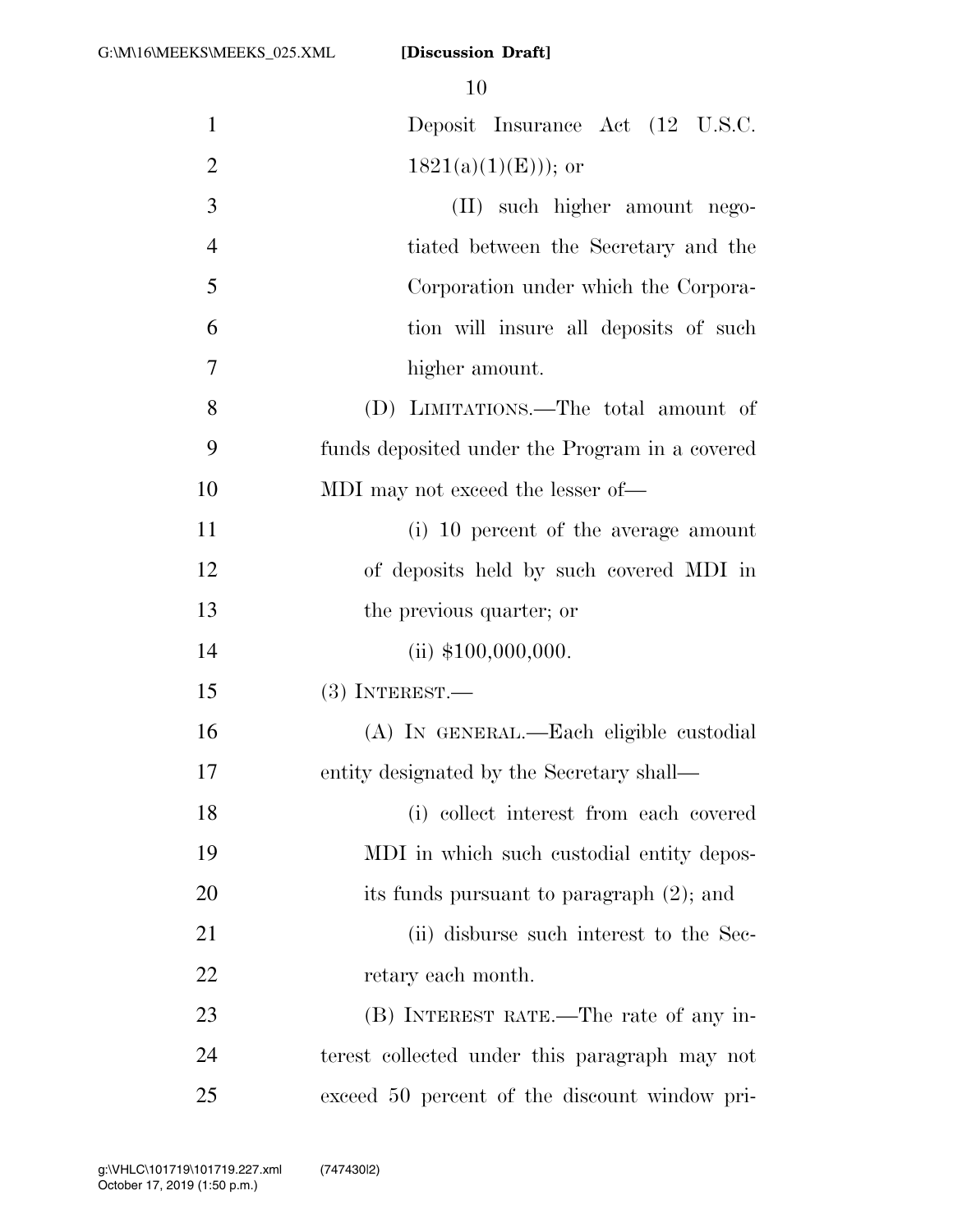Deposit Insurance Act (12 U.S.C. 1821(a)(1)(E))); or

(II) such higher amount negotiated between the Secretary and the Corporation under which the Corporation will insure all deposits of such higher amount.

(D) LIMITATIONS.—The total amount of funds deposited under the Program in a covered MDI may not exceed the lesser of—

(i) 10 percent of the average amount of deposits held by such covered MDI in the previous quarter; or

(ii) $100,000,000.

(3) INTEREST.—

(A) IN GENERAL.—Each eligible custodial entity designated by the Secretary shall—

(i) collect interest from each covered MDI in which such custodial entity deposits its funds pursuant to paragraph (2); and

(ii) disburse such interest to the Secretary each month.

(B) INTEREST RATE.—The rate of any interest collected under this paragraph may not exceed 50 percent of the discount window pri-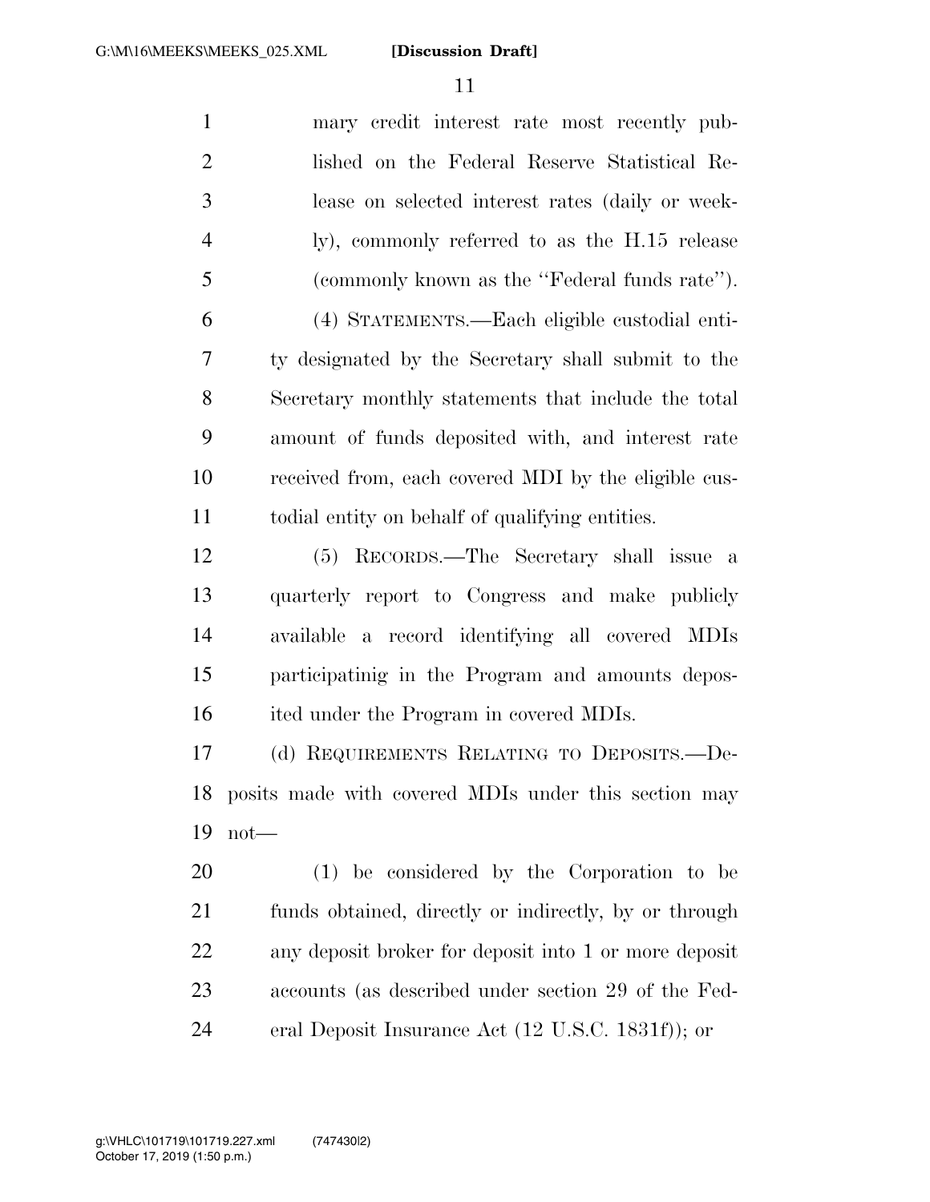mary credit interest rate most recently published on the Federal Reserve Statistical Release on selected interest rates (daily or weekly), commonly referred to as the H.15 release (commonly known as the ''Federal funds rate'').

(4) STATEMENTS.—Each eligible custodial entity designated by the Secretary shall submit to the Secretary monthly statements that include the total amount of funds deposited with, and interest rate received from, each covered MDI by the eligible custodial entity on behalf of qualifying entities.

(5) RECORDS.—The Secretary shall issue a quarterly report to Congress and make publicly available a record identifying all covered MDIs participatinig in the Program and amounts deposited under the Program in covered MDIs.

(d) REQUIREMENTS RELATING TO DEPOSITS.—Deposits made with covered MDIs under this section may not—

(1) be considered by the Corporation to be funds obtained, directly or indirectly, by or through any deposit broker for deposit into 1 or more deposit accounts (as described under section 29 of the Federal Deposit Insurance Act (12 U.S.C. 1831f)); or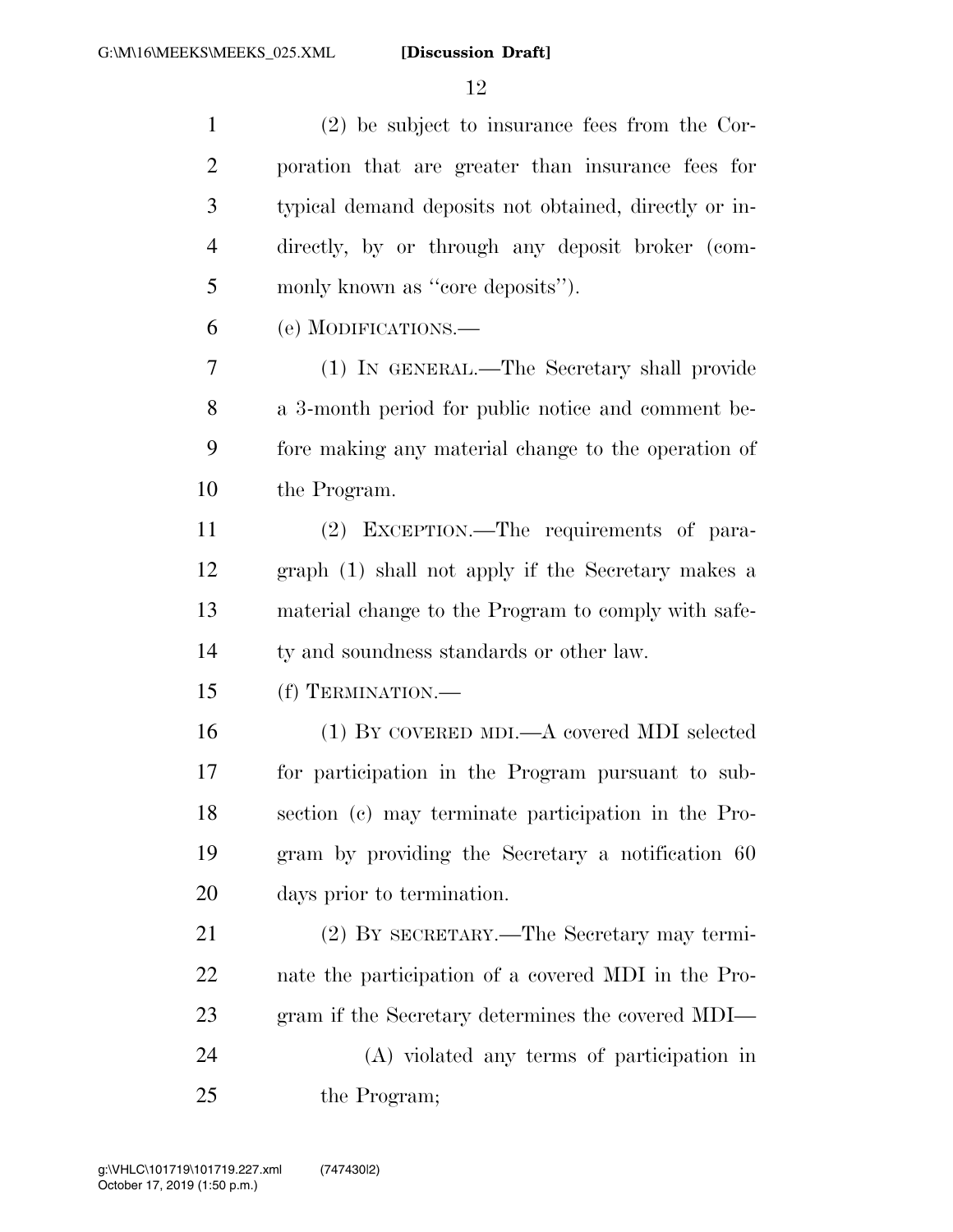(2) be subject to insurance fees from the Corporation that are greater than insurance fees for typical demand deposits not obtained, directly or indirectly, by or through any deposit broker (commonly known as ''core deposits'').

(e) MODIFICATIONS.—

(1) IN GENERAL.—The Secretary shall provide a 3-month period for public notice and comment before making any material change to the operation of the Program.

(2) EXCEPTION.—The requirements of paragraph (1) shall not apply if the Secretary makes a material change to the Program to comply with safety and soundness standards or other law.

(f) TERMINATION.—

(1) BY COVERED MDI.—A covered MDI selected for participation in the Program pursuant to subsection (c) may terminate participation in the Program by providing the Secretary a notification 60 days prior to termination.

(2) BY SECRETARY.—The Secretary may terminate the participation of a covered MDI in the Program if the Secretary determines the covered MDI—

(A) violated any terms of participation in the Program;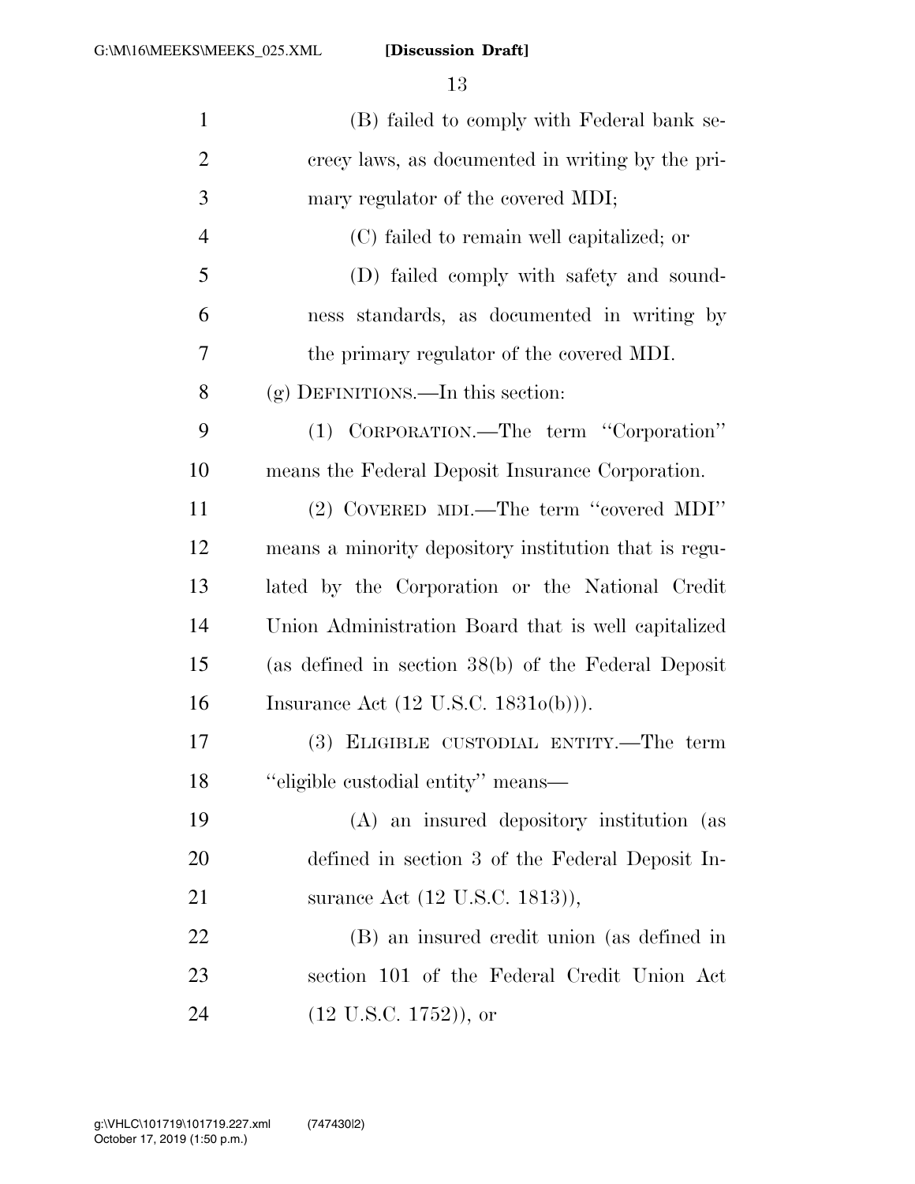(B) failed to comply with Federal bank secrecy laws, as documented in writing by the primary regulator of the covered MDI;

(C) failed to remain well capitalized; or

(D) failed comply with safety and soundness standards, as documented in writing by the primary regulator of the covered MDI.

(g) DEFINITIONS.—In this section:

(1) CORPORATION.—The term ''Corporation'' means the Federal Deposit Insurance Corporation.

(2) COVERED MDI.—The term ''covered MDI'' means a minority depository institution that is regulated by the Corporation or the National Credit Union Administration Board that is well capitalized (as defined in section 38(b) of the Federal Deposit Insurance Act (12 U.S.C. 1831o(b))).

(3) ELIGIBLE CUSTODIAL ENTITY.—The term ''eligible custodial entity'' means—

(A) an insured depository institution (as defined in section 3 of the Federal Deposit Insurance Act (12 U.S.C. 1813)),

(B) an insured credit union (as defined in section 101 of the Federal Credit Union Act (12 U.S.C. 1752)), or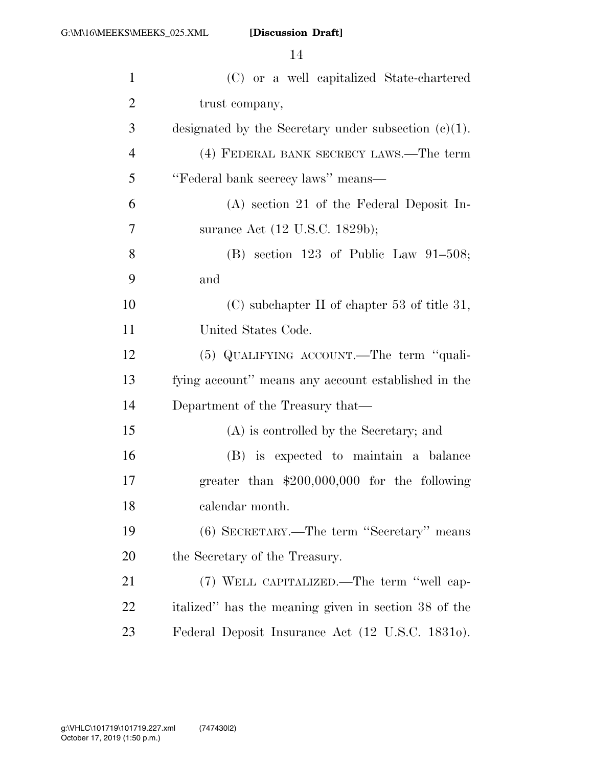(C) or a well capitalized State-chartered trust company,

designated by the Secretary under subsection (c)(1).

(4) FEDERAL BANK SECRECY LAWS.—The term "Federal bank secrecy laws" means—

(A) section 21 of the Federal Deposit Insurance Act (12 U.S.C. 1829b);

(B) section 123 of Public Law 91–508; and

(C) subchapter II of chapter 53 of title 31, United States Code.

(5) QUALIFYING ACCOUNT.—The term "qualifying account" means any account established in the Department of the Treasury that—

(A) is controlled by the Secretary; and

(B) is expected to maintain a balance greater than $200,000,000 for the following calendar month.

(6) SECRETARY.—The term "Secretary" means the Secretary of the Treasury.

(7) WELL CAPITALIZED.—The term "well capitalized" has the meaning given in section 38 of the Federal Deposit Insurance Act (12 U.S.C. 1831o).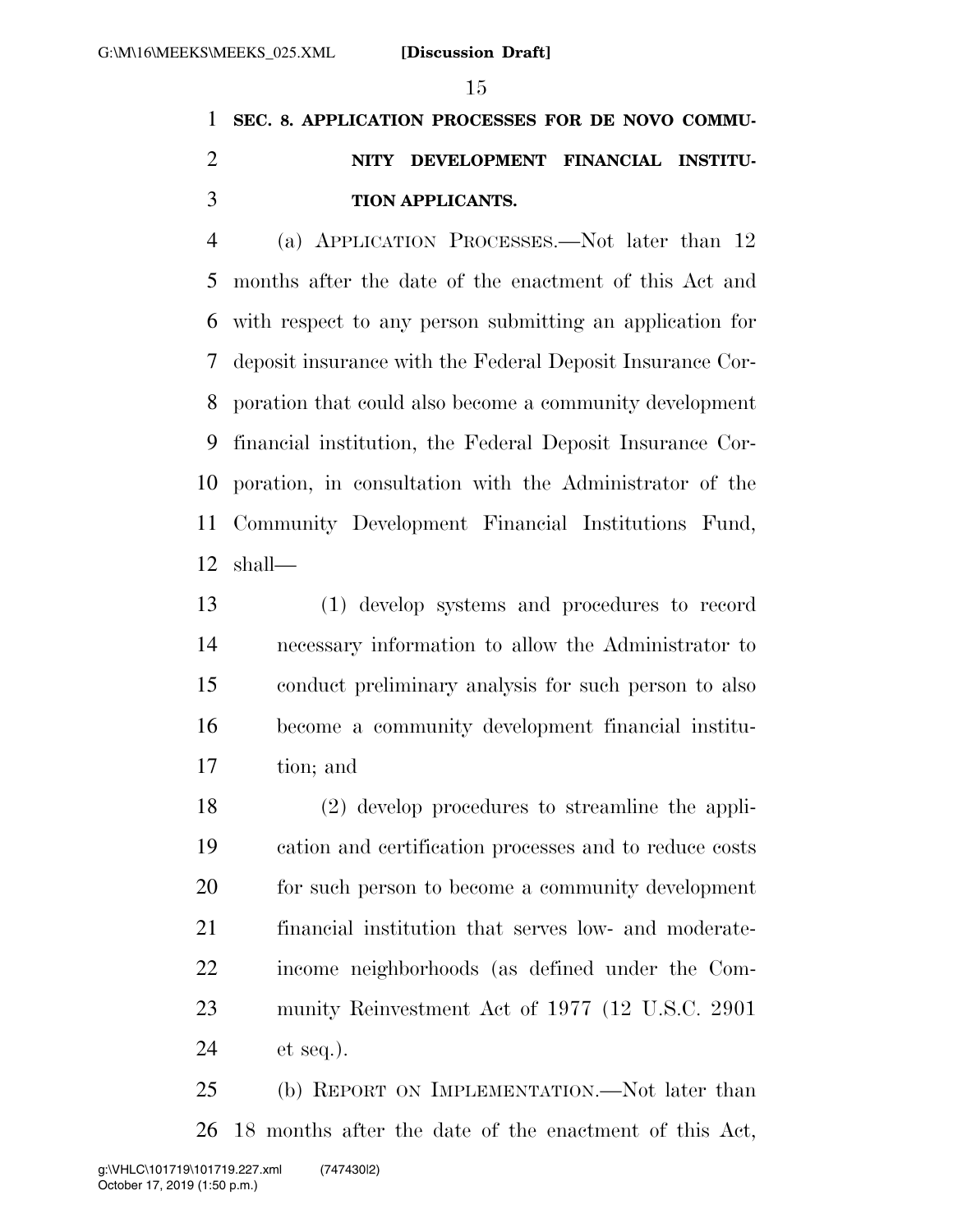**SEC. 8. APPLICATION PROCESSES FOR DE NOVO COMMUNITY DEVELOPMENT FINANCIAL INSTITUTION APPLICANTS.**

(a) APPLICATION PROCESSES.—Not later than 12 months after the date of the enactment of this Act and with respect to any person submitting an application for deposit insurance with the Federal Deposit Insurance Corporation that could also become a community development financial institution, the Federal Deposit Insurance Corporation, in consultation with the Administrator of the Community Development Financial Institutions Fund, shall—

(1) develop systems and procedures to record necessary information to allow the Administrator to conduct preliminary analysis for such person to also become a community development financial institution; and

(2) develop procedures to streamline the application and certification processes and to reduce costs for such person to become a community development financial institution that serves low- and moderate-income neighborhoods (as defined under the Community Reinvestment Act of 1977 (12 U.S.C. 2901 et seq.).

(b) REPORT ON IMPLEMENTATION.—Not later than 18 months after the date of the enactment of this Act,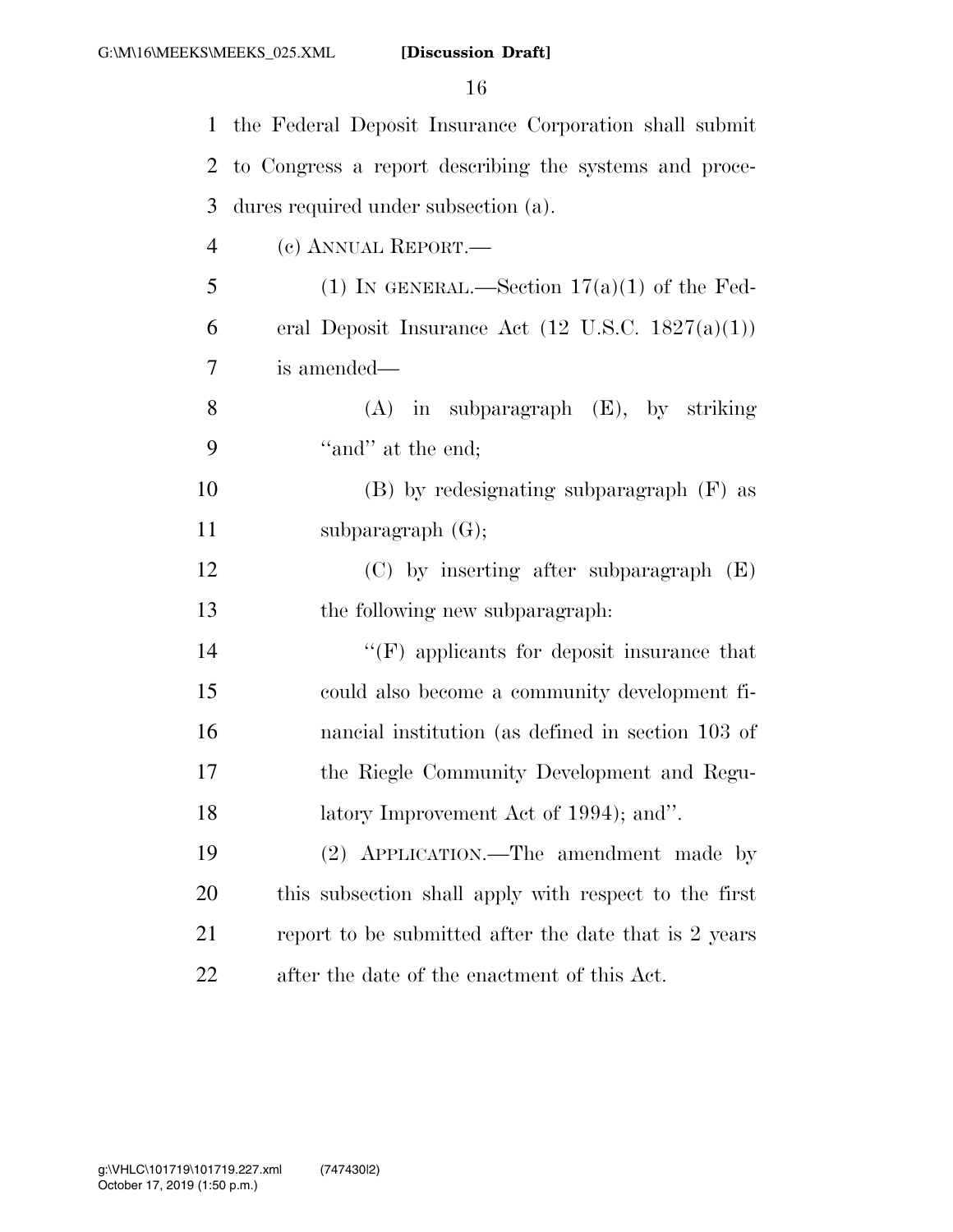the Federal Deposit Insurance Corporation shall submit to Congress a report describing the systems and procedures required under subsection (a).

(c) ANNUAL REPORT.—

(1) IN GENERAL.—Section 17(a)(1) of the Federal Deposit Insurance Act (12 U.S.C. 1827(a)(1)) is amended—

(A) in subparagraph (E), by striking "and" at the end;

(B) by redesignating subparagraph (F) as subparagraph (G);

(C) by inserting after subparagraph (E) the following new subparagraph:

"(F) applicants for deposit insurance that could also become a community development financial institution (as defined in section 103 of the Riegle Community Development and Regulatory Improvement Act of 1994); and".

(2) APPLICATION.—The amendment made by this subsection shall apply with respect to the first report to be submitted after the date that is 2 years after the date of the enactment of this Act.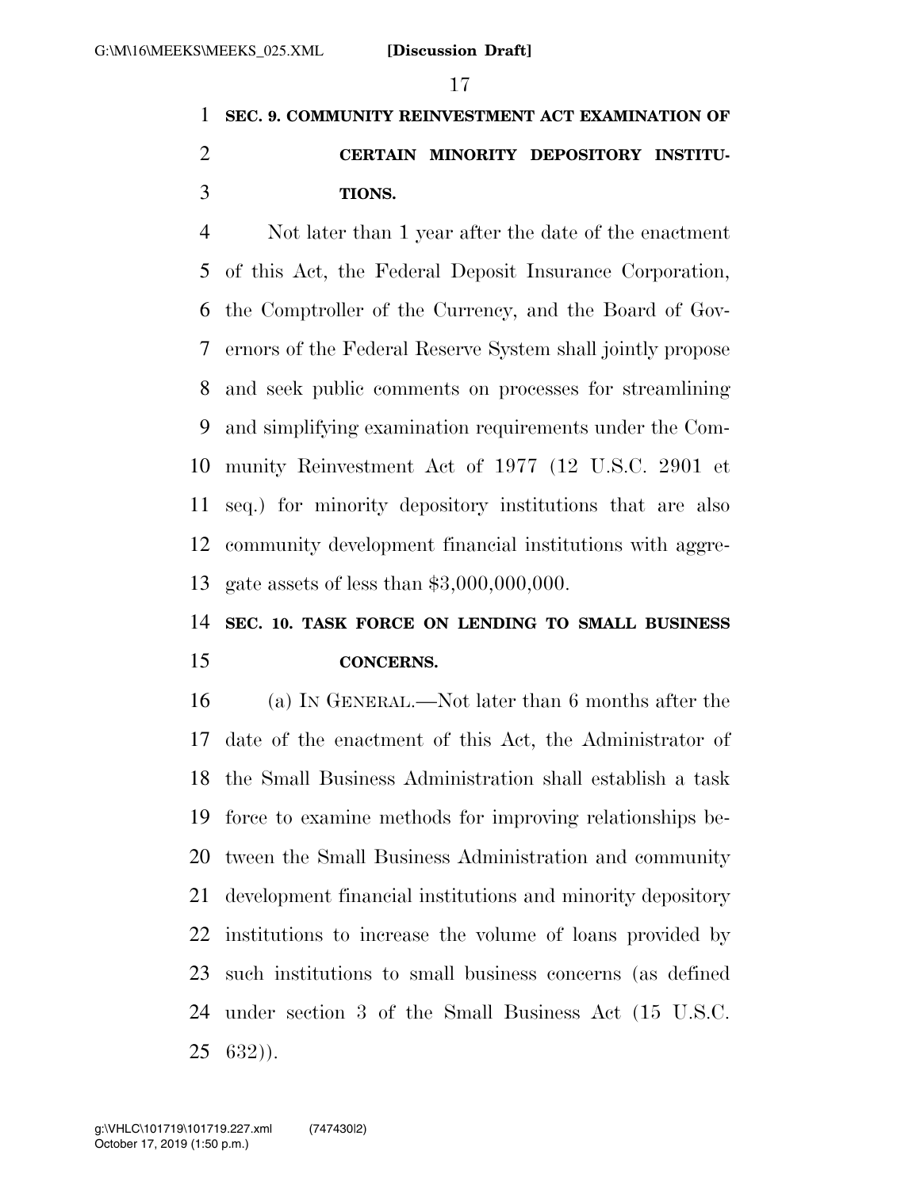**SEC. 9. COMMUNITY REINVESTMENT ACT EXAMINATION OF CERTAIN MINORITY DEPOSITORY INSTITUTIONS.**

Not later than 1 year after the date of the enactment of this Act, the Federal Deposit Insurance Corporation, the Comptroller of the Currency, and the Board of Governors of the Federal Reserve System shall jointly propose and seek public comments on processes for streamlining and simplifying examination requirements under the Community Reinvestment Act of 1977 (12 U.S.C. 2901 et seq.) for minority depository institutions that are also community development financial institutions with aggregate assets of less than $3,000,000,000.

**SEC. 10. TASK FORCE ON LENDING TO SMALL BUSINESS CONCERNS.**

(a) IN GENERAL.—Not later than 6 months after the date of the enactment of this Act, the Administrator of the Small Business Administration shall establish a task force to examine methods for improving relationships between the Small Business Administration and community development financial institutions and minority depository institutions to increase the volume of loans provided by such institutions to small business concerns (as defined under section 3 of the Small Business Act (15 U.S.C. 632)).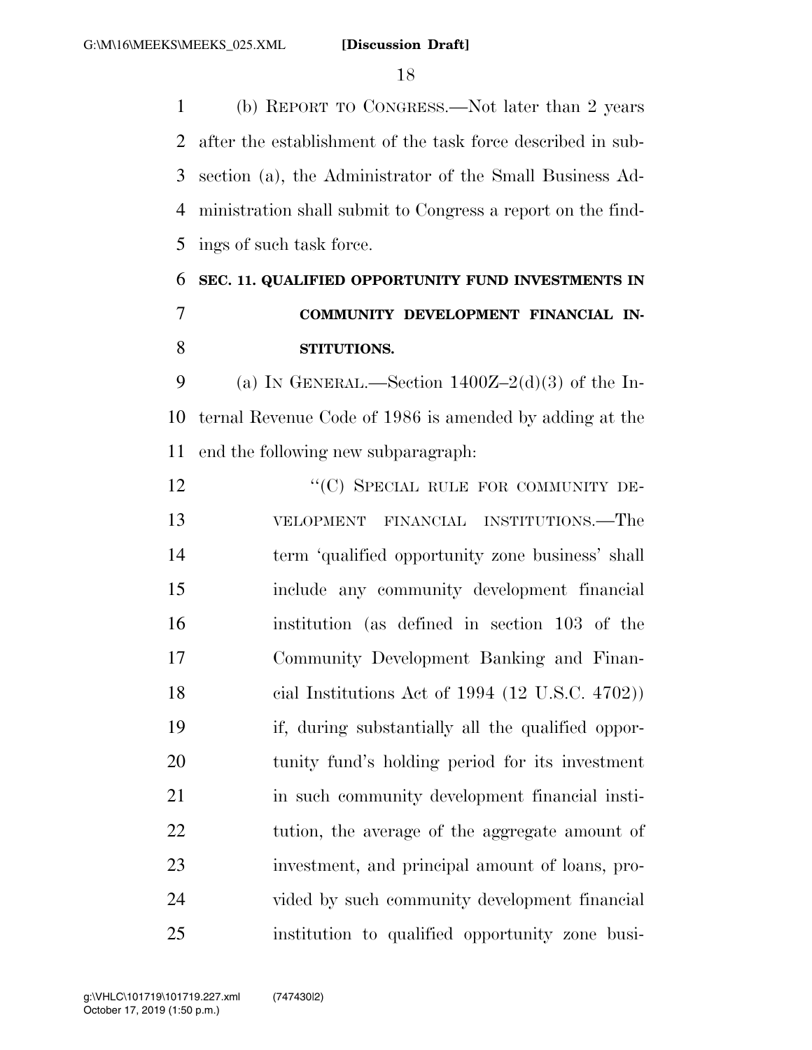(b) REPORT TO CONGRESS.—Not later than 2 years after the establishment of the task force described in subsection (a), the Administrator of the Small Business Administration shall submit to Congress a report on the findings of such task force.

## SEC. 11. QUALIFIED OPPORTUNITY FUND INVESTMENTS IN COMMUNITY DEVELOPMENT FINANCIAL INSTITUTIONS.

(a) IN GENERAL.—Section 1400Z–2(d)(3) of the Internal Revenue Code of 1986 is amended by adding at the end the following new subparagraph:

"(C) SPECIAL RULE FOR COMMUNITY DEVELOPMENT FINANCIAL INSTITUTIONS.—The term 'qualified opportunity zone business' shall include any community development financial institution (as defined in section 103 of the Community Development Banking and Financial Institutions Act of 1994 (12 U.S.C. 4702)) if, during substantially all the qualified opportunity fund's holding period for its investment in such community development financial institution, the average of the aggregate amount of investment, and principal amount of loans, provided by such community development financial institution to qualified opportunity zone busi-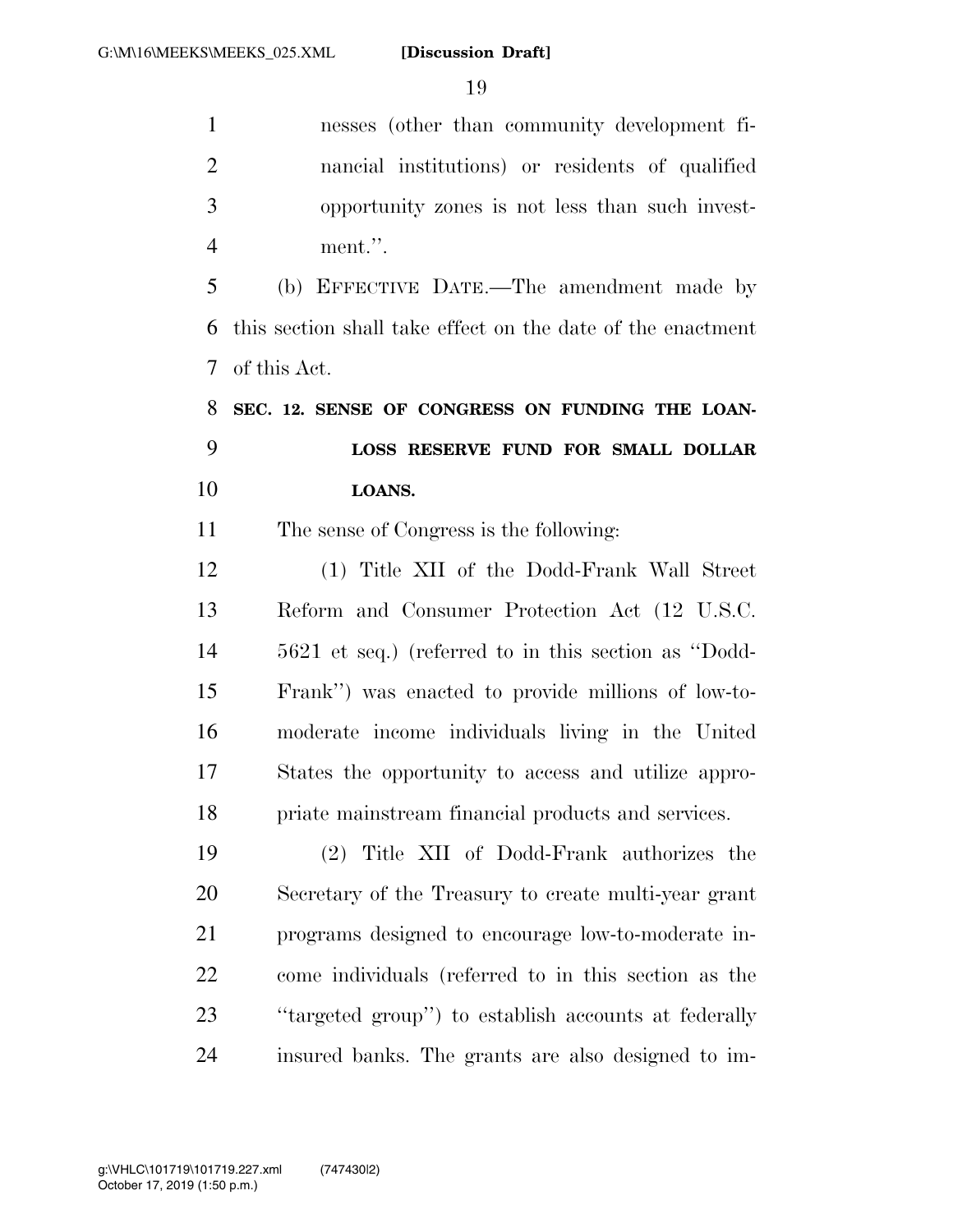nesses (other than community development financial institutions) or residents of qualified opportunity zones is not less than such investment.''.

(b) EFFECTIVE DATE.—The amendment made by this section shall take effect on the date of the enactment of this Act.

**SEC. 12. SENSE OF CONGRESS ON FUNDING THE LOAN-LOSS RESERVE FUND FOR SMALL DOLLAR LOANS.**

The sense of Congress is the following:

(1) Title XII of the Dodd-Frank Wall Street Reform and Consumer Protection Act (12 U.S.C. 5621 et seq.) (referred to in this section as ''Dodd-Frank'') was enacted to provide millions of low-to-moderate income individuals living in the United States the opportunity to access and utilize appropriate mainstream financial products and services.

(2) Title XII of Dodd-Frank authorizes the Secretary of the Treasury to create multi-year grant programs designed to encourage low-to-moderate income individuals (referred to in this section as the ''targeted group'') to establish accounts at federally insured banks. The grants are also designed to im-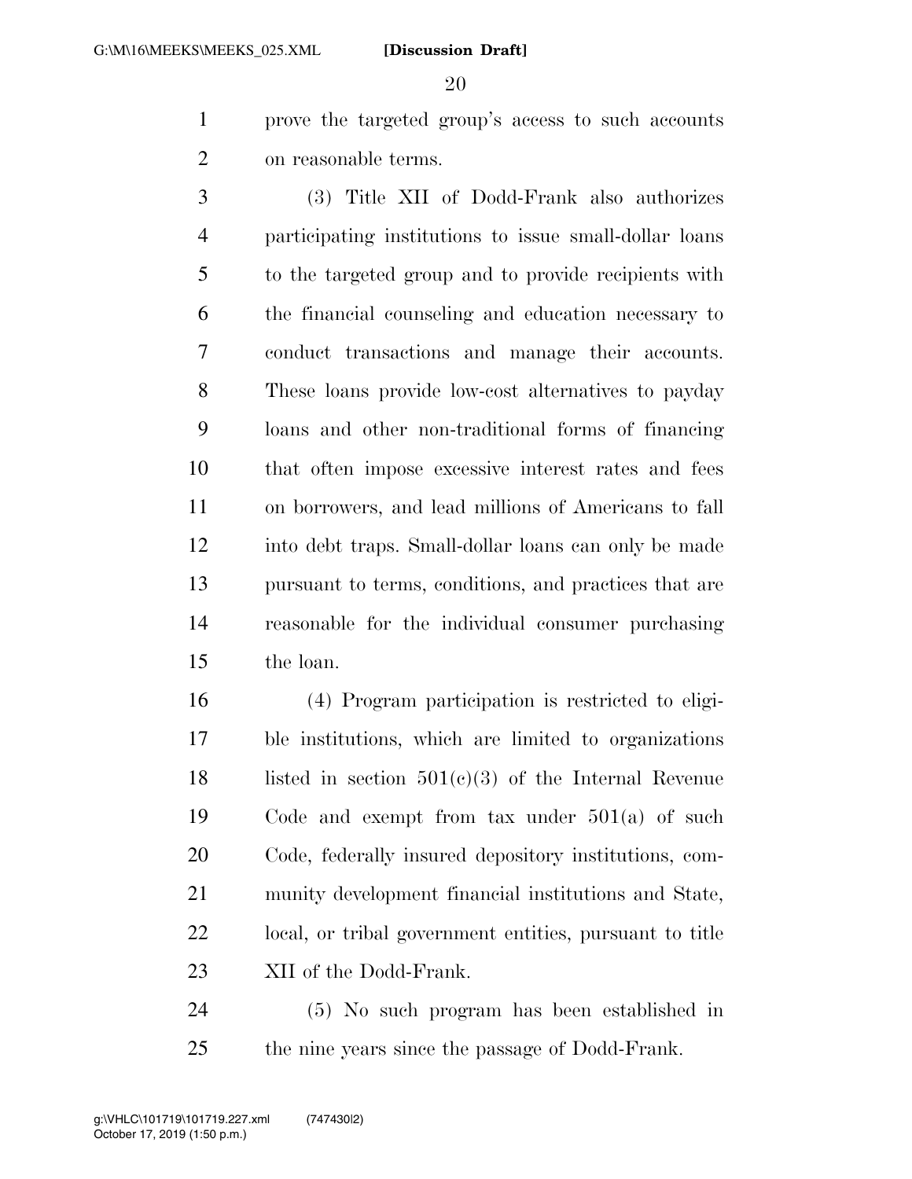prove the targeted group's access to such accounts on reasonable terms.

(3) Title XII of Dodd-Frank also authorizes participating institutions to issue small-dollar loans to the targeted group and to provide recipients with the financial counseling and education necessary to conduct transactions and manage their accounts. These loans provide low-cost alternatives to payday loans and other non-traditional forms of financing that often impose excessive interest rates and fees on borrowers, and lead millions of Americans to fall into debt traps. Small-dollar loans can only be made pursuant to terms, conditions, and practices that are reasonable for the individual consumer purchasing the loan.

(4) Program participation is restricted to eligible institutions, which are limited to organizations listed in section 501(c)(3) of the Internal Revenue Code and exempt from tax under 501(a) of such Code, federally insured depository institutions, community development financial institutions and State, local, or tribal government entities, pursuant to title XII of the Dodd-Frank.

(5) No such program has been established in the nine years since the passage of Dodd-Frank.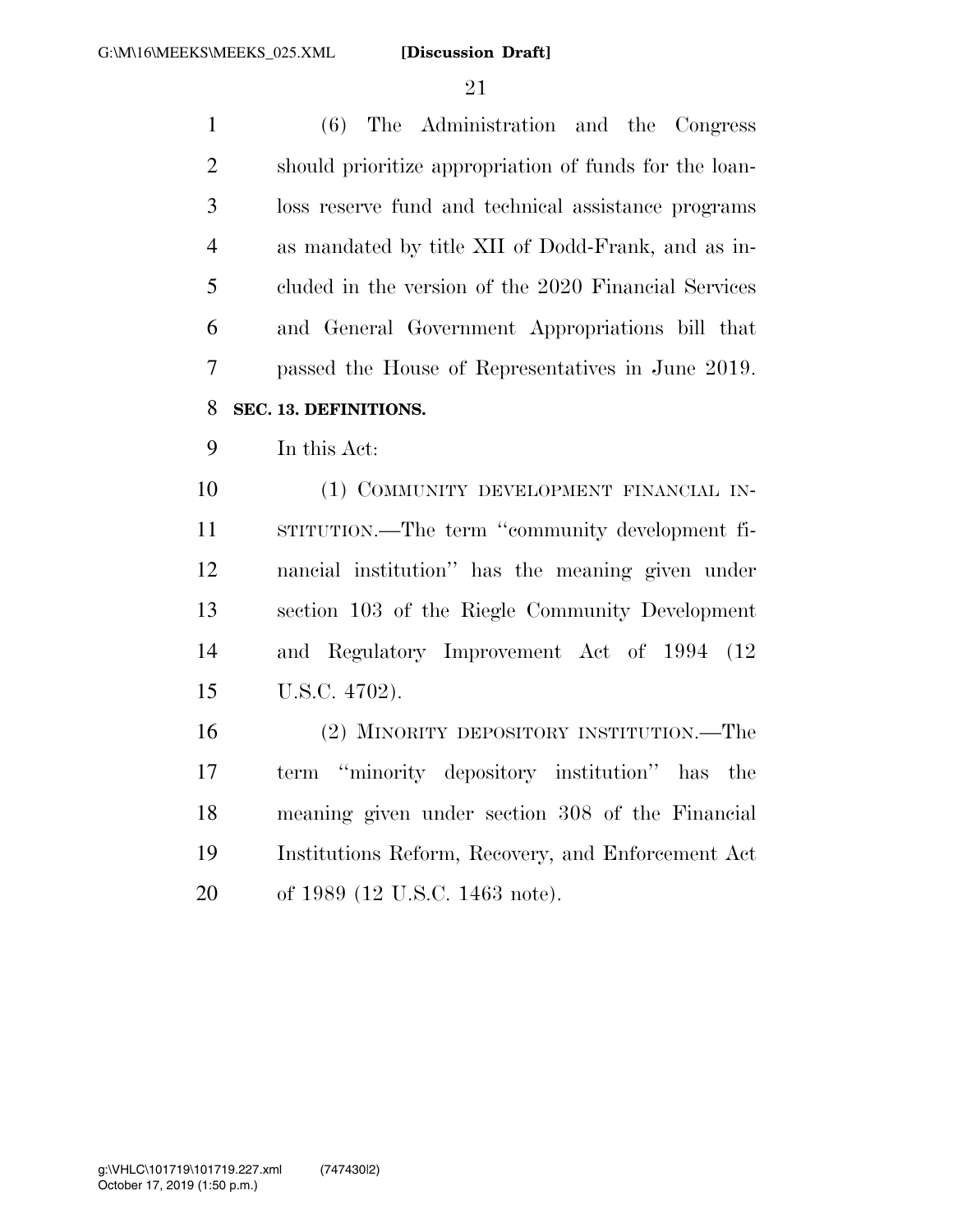(6) The Administration and the Congress should prioritize appropriation of funds for the loan-loss reserve fund and technical assistance programs as mandated by title XII of Dodd-Frank, and as included in the version of the 2020 Financial Services and General Government Appropriations bill that passed the House of Representatives in June 2019.

**SEC. 13. DEFINITIONS.**

In this Act:

(1) COMMUNITY DEVELOPMENT FINANCIAL INSTITUTION.—The term ''community development financial institution'' has the meaning given under section 103 of the Riegle Community Development and Regulatory Improvement Act of 1994 (12 U.S.C. 4702).

(2) MINORITY DEPOSITORY INSTITUTION.—The term ''minority depository institution'' has the meaning given under section 308 of the Financial Institutions Reform, Recovery, and Enforcement Act of 1989 (12 U.S.C. 1463 note).